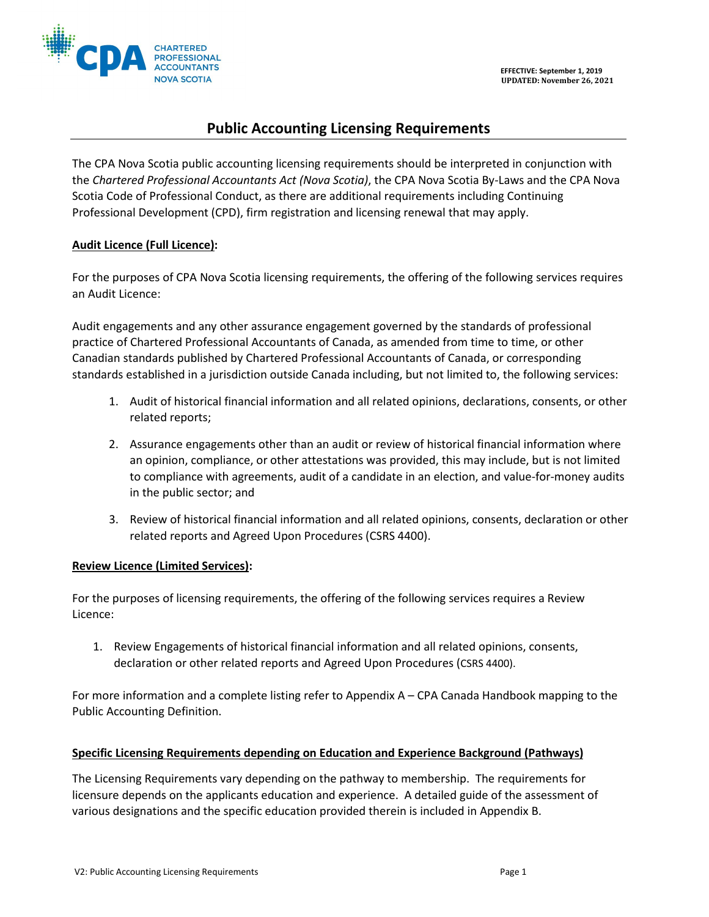EFFECTIVE: September 1, 2019
UPDATED: November 26, 2021

# Public Accounting Licensing Requirements

The CPA Nova Scotia public accounting licensing requirements should be interpreted in conjunction with the *Chartered Professional Accountants Act (Nova Scotia)*, the CPA Nova Scotia By-Laws and the CPA Nova Scotia Code of Professional Conduct, as there are additional requirements including Continuing Professional Development (CPD), firm registration and licensing renewal that may apply.

**Audit Licence (Full Licence):**

For the purposes of CPA Nova Scotia licensing requirements, the offering of the following services requires an Audit Licence:

Audit engagements and any other assurance engagement governed by the standards of professional practice of Chartered Professional Accountants of Canada, as amended from time to time, or other Canadian standards published by Chartered Professional Accountants of Canada, or corresponding standards established in a jurisdiction outside Canada including, but not limited to, the following services:

1. Audit of historical financial information and all related opinions, declarations, consents, or other related reports;
2. Assurance engagements other than an audit or review of historical financial information where an opinion, compliance, or other attestations was provided, this may include, but is not limited to compliance with agreements, audit of a candidate in an election, and value-for-money audits in the public sector; and
3. Review of historical financial information and all related opinions, consents, declaration or other related reports and Agreed Upon Procedures (CSRS 4400).

**Review Licence (Limited Services):**

For the purposes of licensing requirements, the offering of the following services requires a Review Licence:

1. Review Engagements of historical financial information and all related opinions, consents, declaration or other related reports and Agreed Upon Procedures (CSRS 4400).

For more information and a complete listing refer to Appendix A – CPA Canada Handbook mapping to the Public Accounting Definition.

**Specific Licensing Requirements depending on Education and Experience Background (Pathways)**

The Licensing Requirements vary depending on the pathway to membership. The requirements for licensure depends on the applicants education and experience. A detailed guide of the assessment of various designations and the specific education provided therein is included in Appendix B.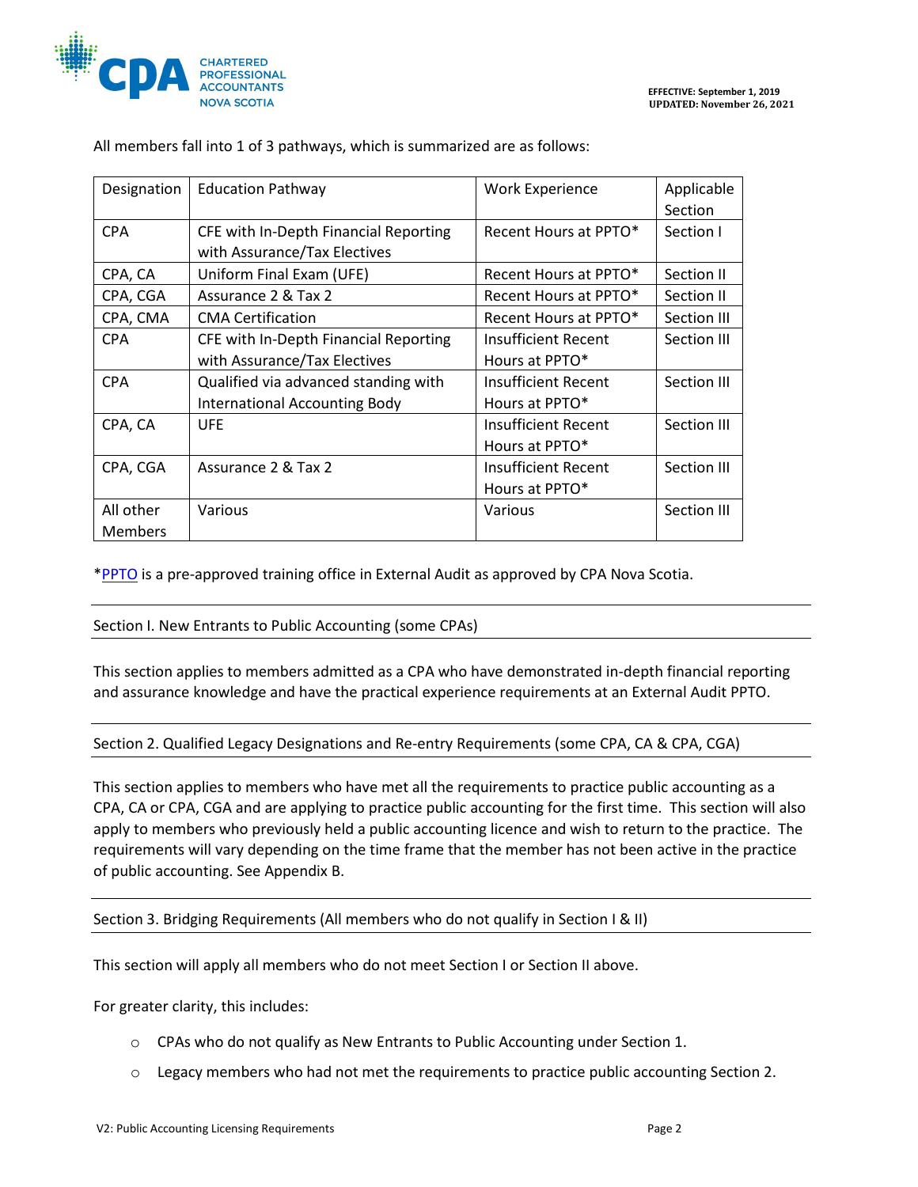All members fall into 1 of 3 pathways, which is summarized are as follows:

| Designation | Education Pathway | Work Experience | Applicable Section |
|---|---|---|---|
| CPA | CFE with In-Depth Financial Reporting with Assurance/Tax Electives | Recent Hours at PPTO* | Section I |
| CPA, CA | Uniform Final Exam (UFE) | Recent Hours at PPTO* | Section II |
| CPA, CGA | Assurance 2 & Tax 2 | Recent Hours at PPTO* | Section II |
| CPA, CMA | CMA Certification | Recent Hours at PPTO* | Section III |
| CPA | CFE with In-Depth Financial Reporting with Assurance/Tax Electives | Insufficient Recent Hours at PPTO* | Section III |
| CPA | Qualified via advanced standing with International Accounting Body | Insufficient Recent Hours at PPTO* | Section III |
| CPA, CA | UFE | Insufficient Recent Hours at PPTO* | Section III |
| CPA, CGA | Assurance 2 & Tax 2 | Insufficient Recent Hours at PPTO* | Section III |
| All other Members | Various | Various | Section III |

*PPTO is a pre-approved training office in External Audit as approved by CPA Nova Scotia.

## Section I. New Entrants to Public Accounting (some CPAs)

This section applies to members admitted as a CPA who have demonstrated in-depth financial reporting and assurance knowledge and have the practical experience requirements at an External Audit PPTO.

## Section 2. Qualified Legacy Designations and Re-entry Requirements (some CPA, CA & CPA, CGA)

This section applies to members who have met all the requirements to practice public accounting as a CPA, CA or CPA, CGA and are applying to practice public accounting for the first time. This section will also apply to members who previously held a public accounting licence and wish to return to the practice. The requirements will vary depending on the time frame that the member has not been active in the practice of public accounting. See Appendix B.

## Section 3. Bridging Requirements (All members who do not qualify in Section I & II)

This section will apply all members who do not meet Section I or Section II above.

For greater clarity, this includes:

- CPAs who do not qualify as New Entrants to Public Accounting under Section 1.
- Legacy members who had not met the requirements to practice public accounting Section 2.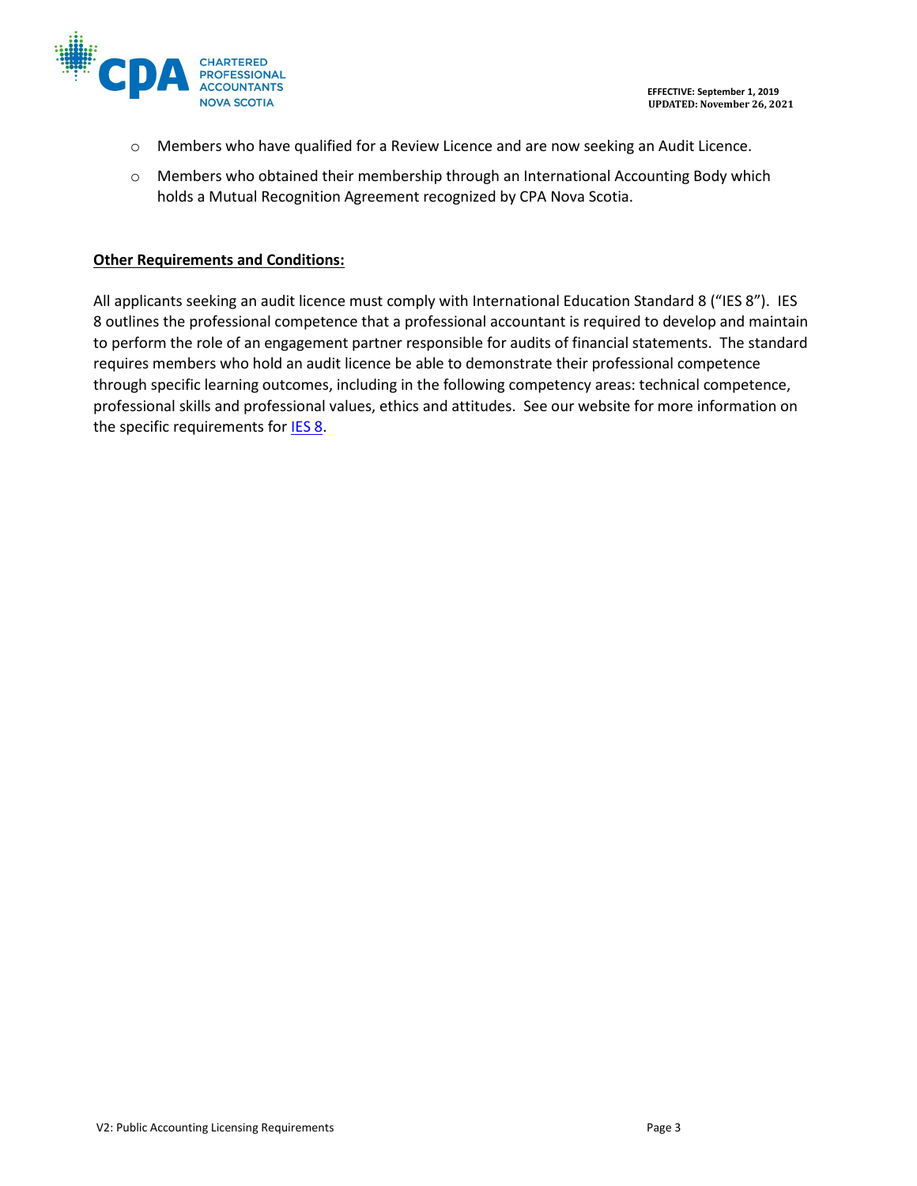- Members who have qualified for a Review Licence and are now seeking an Audit Licence.
- Members who obtained their membership through an International Accounting Body which holds a Mutual Recognition Agreement recognized by CPA Nova Scotia.

**Other Requirements and Conditions:**

All applicants seeking an audit licence must comply with International Education Standard 8 ("IES 8"). IES 8 outlines the professional competence that a professional accountant is required to develop and maintain to perform the role of an engagement partner responsible for audits of financial statements. The standard requires members who hold an audit licence be able to demonstrate their professional competence through specific learning outcomes, including in the following competency areas: technical competence, professional skills and professional values, ethics and attitudes. See our website for more information on the specific requirements for IES 8.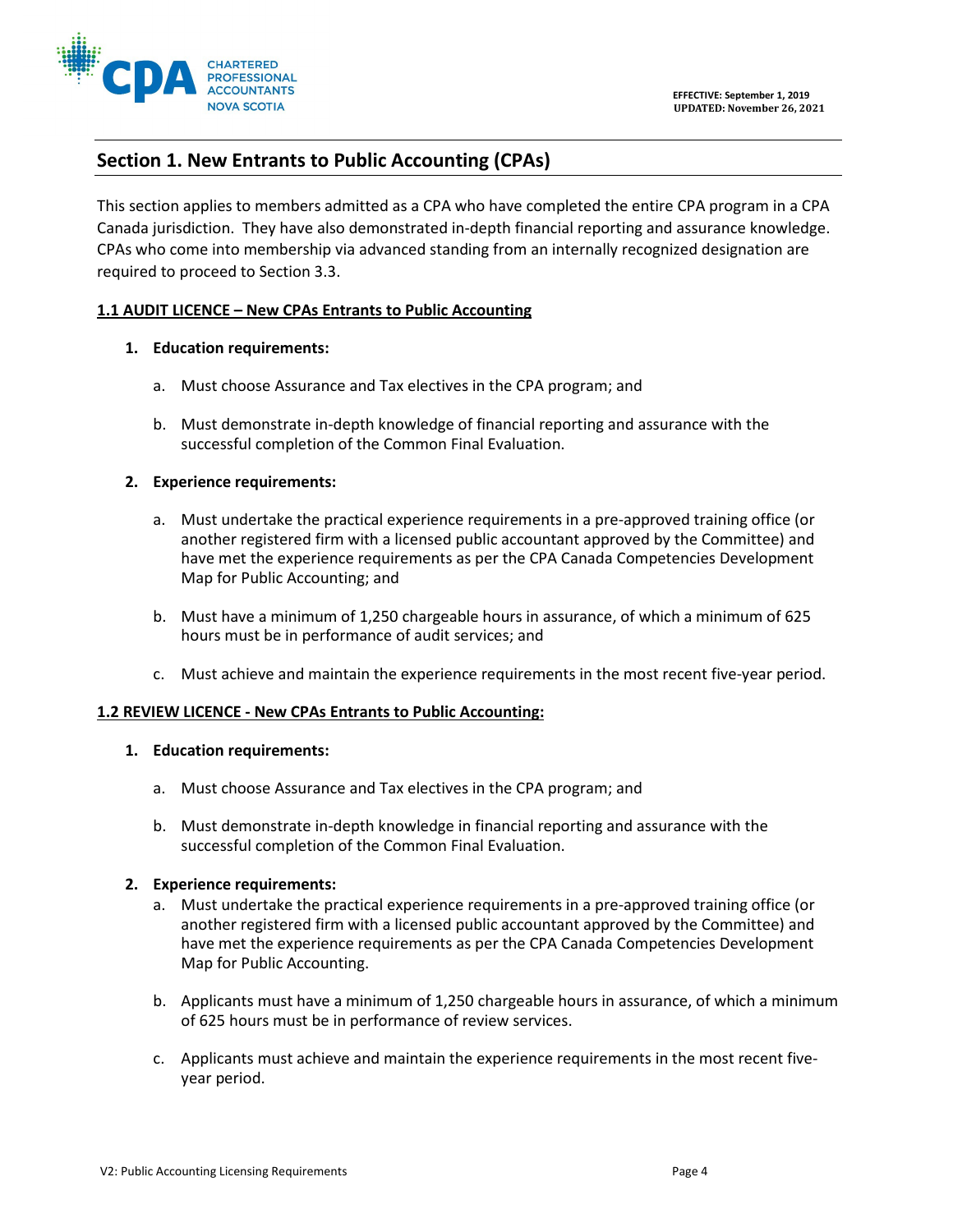## Section 1. New Entrants to Public Accounting (CPAs)

This section applies to members admitted as a CPA who have completed the entire CPA program in a CPA Canada jurisdiction. They have also demonstrated in-depth financial reporting and assurance knowledge. CPAs who come into membership via advanced standing from an internally recognized designation are required to proceed to Section 3.3.

### 1.1 AUDIT LICENCE – New CPAs Entrants to Public Accounting

1. **Education requirements:**

   a. Must choose Assurance and Tax electives in the CPA program; and

   b. Must demonstrate in-depth knowledge of financial reporting and assurance with the successful completion of the Common Final Evaluation.

2. **Experience requirements:**

   a. Must undertake the practical experience requirements in a pre-approved training office (or another registered firm with a licensed public accountant approved by the Committee) and have met the experience requirements as per the CPA Canada Competencies Development Map for Public Accounting; and

   b. Must have a minimum of 1,250 chargeable hours in assurance, of which a minimum of 625 hours must be in performance of audit services; and

   c. Must achieve and maintain the experience requirements in the most recent five-year period.

### 1.2 REVIEW LICENCE - New CPAs Entrants to Public Accounting:

1. **Education requirements:**

   a. Must choose Assurance and Tax electives in the CPA program; and

   b. Must demonstrate in-depth knowledge in financial reporting and assurance with the successful completion of the Common Final Evaluation.

2. **Experience requirements:**

   a. Must undertake the practical experience requirements in a pre-approved training office (or another registered firm with a licensed public accountant approved by the Committee) and have met the experience requirements as per the CPA Canada Competencies Development Map for Public Accounting.

   b. Applicants must have a minimum of 1,250 chargeable hours in assurance, of which a minimum of 625 hours must be in performance of review services.

   c. Applicants must achieve and maintain the experience requirements in the most recent five-year period.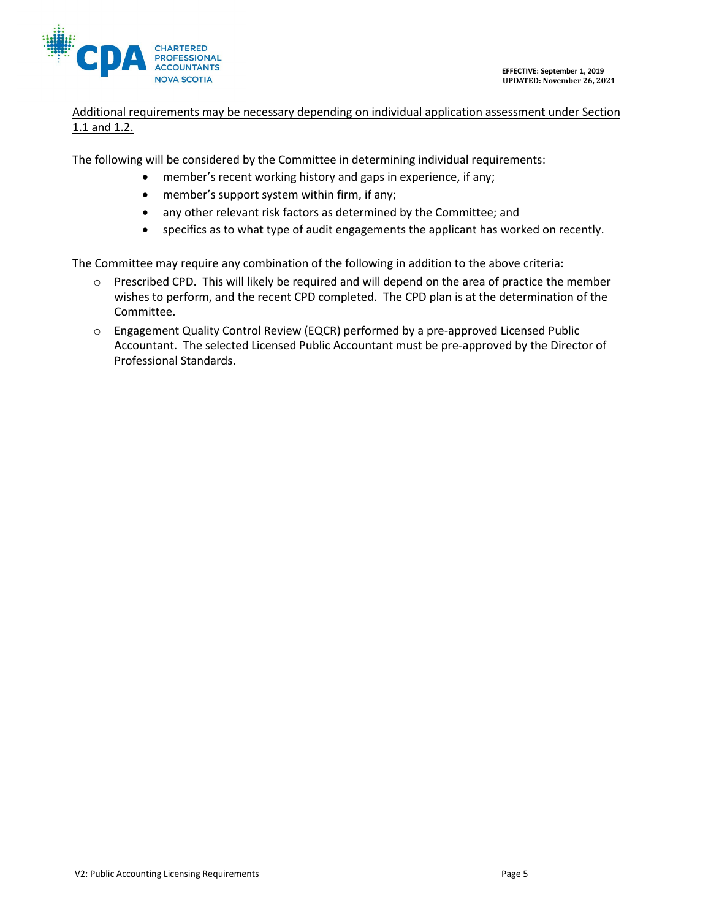<u>Additional requirements may be necessary depending on individual application assessment under Section 1.1 and 1.2.</u>

The following will be considered by the Committee in determining individual requirements:

- member's recent working history and gaps in experience, if any;
- member's support system within firm, if any;
- any other relevant risk factors as determined by the Committee; and
- specifics as to what type of audit engagements the applicant has worked on recently.

The Committee may require any combination of the following in addition to the above criteria:

- Prescribed CPD. This will likely be required and will depend on the area of practice the member wishes to perform, and the recent CPD completed. The CPD plan is at the determination of the Committee.
- Engagement Quality Control Review (EQCR) performed by a pre-approved Licensed Public Accountant. The selected Licensed Public Accountant must be pre-approved by the Director of Professional Standards.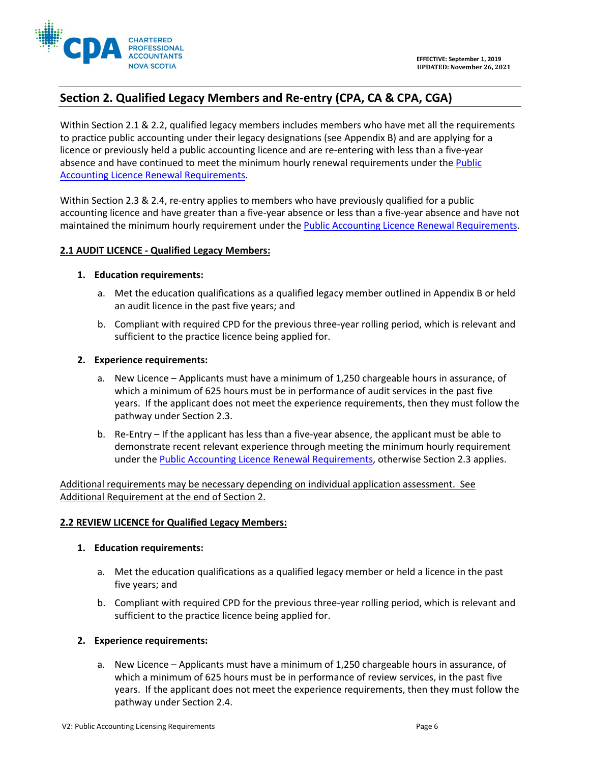## Section 2. Qualified Legacy Members and Re-entry (CPA, CA & CPA, CGA)

Within Section 2.1 & 2.2, qualified legacy members includes members who have met all the requirements to practice public accounting under their legacy designations (see Appendix B) and are applying for a licence or previously held a public accounting licence and are re-entering with less than a five-year absence and have continued to meet the minimum hourly renewal requirements under the [Public Accounting Licence Renewal Requirements]().

Within Section 2.3 & 2.4, re-entry applies to members who have previously qualified for a public accounting licence and have greater than a five-year absence or less than a five-year absence and have not maintained the minimum hourly requirement under the [Public Accounting Licence Renewal Requirements]().

**2.1 AUDIT LICENCE - Qualified Legacy Members:**

1. **Education requirements:**
   a. Met the education qualifications as a qualified legacy member outlined in Appendix B or held an audit licence in the past five years; and
   b. Compliant with required CPD for the previous three-year rolling period, which is relevant and sufficient to the practice licence being applied for.

2. **Experience requirements:**
   a. New Licence – Applicants must have a minimum of 1,250 chargeable hours in assurance, of which a minimum of 625 hours must be in performance of audit services in the past five years. If the applicant does not meet the experience requirements, then they must follow the pathway under Section 2.3.
   b. Re-Entry – If the applicant has less than a five-year absence, the applicant must be able to demonstrate recent relevant experience through meeting the minimum hourly requirement under the [Public Accounting Licence Renewal Requirements](), otherwise Section 2.3 applies.

Additional requirements may be necessary depending on individual application assessment. See Additional Requirement at the end of Section 2.

**2.2 REVIEW LICENCE for Qualified Legacy Members:**

1. **Education requirements:**
   a. Met the education qualifications as a qualified legacy member or held a licence in the past five years; and
   b. Compliant with required CPD for the previous three-year rolling period, which is relevant and sufficient to the practice licence being applied for.

2. **Experience requirements:**
   a. New Licence – Applicants must have a minimum of 1,250 chargeable hours in assurance, of which a minimum of 625 hours must be in performance of review services, in the past five years. If the applicant does not meet the experience requirements, then they must follow the pathway under Section 2.4.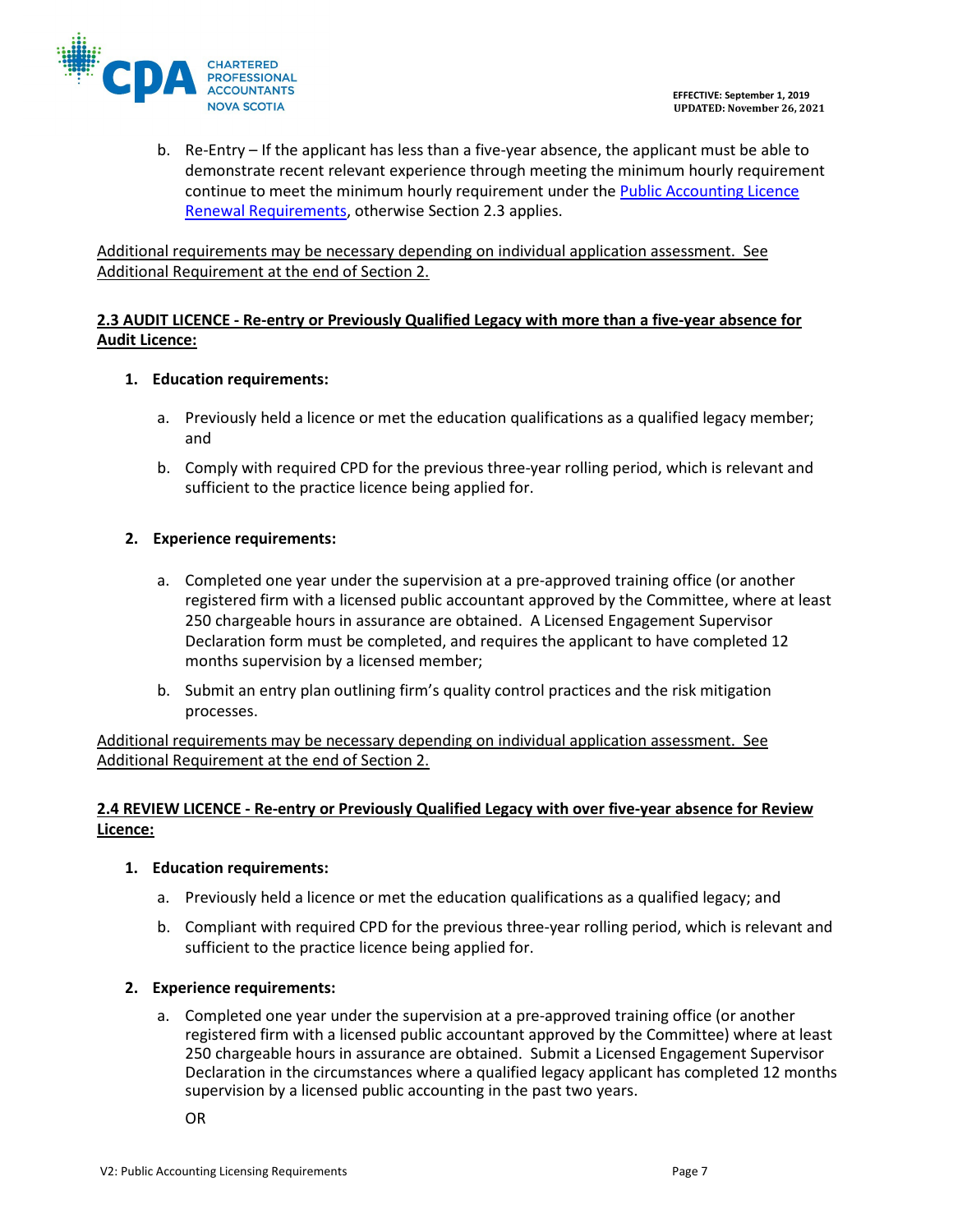b. Re-Entry – If the applicant has less than a five-year absence, the applicant must be able to demonstrate recent relevant experience through meeting the minimum hourly requirement continue to meet the minimum hourly requirement under the [Public Accounting Licence Renewal Requirements](), otherwise Section 2.3 applies.

<u>Additional requirements may be necessary depending on individual application assessment. See Additional Requirement at the end of Section 2.</u>

### <u>2.3 AUDIT LICENCE - Re-entry or Previously Qualified Legacy with more than a five-year absence for Audit Licence:</u>

1. **Education requirements:**

   a. Previously held a licence or met the education qualifications as a qualified legacy member; and

   b. Comply with required CPD for the previous three-year rolling period, which is relevant and sufficient to the practice licence being applied for.

2. **Experience requirements:**

   a. Completed one year under the supervision at a pre-approved training office (or another registered firm with a licensed public accountant approved by the Committee, where at least 250 chargeable hours in assurance are obtained. A Licensed Engagement Supervisor Declaration form must be completed, and requires the applicant to have completed 12 months supervision by a licensed member;

   b. Submit an entry plan outlining firm's quality control practices and the risk mitigation processes.

<u>Additional requirements may be necessary depending on individual application assessment. See Additional Requirement at the end of Section 2.</u>

### <u>2.4 REVIEW LICENCE - Re-entry or Previously Qualified Legacy with over five-year absence for Review Licence:</u>

1. **Education requirements:**

   a. Previously held a licence or met the education qualifications as a qualified legacy; and

   b. Compliant with required CPD for the previous three-year rolling period, which is relevant and sufficient to the practice licence being applied for.

2. **Experience requirements:**

   a. Completed one year under the supervision at a pre-approved training office (or another registered firm with a licensed public accountant approved by the Committee) where at least 250 chargeable hours in assurance are obtained. Submit a Licensed Engagement Supervisor Declaration in the circumstances where a qualified legacy applicant has completed 12 months supervision by a licensed public accounting in the past two years.

   OR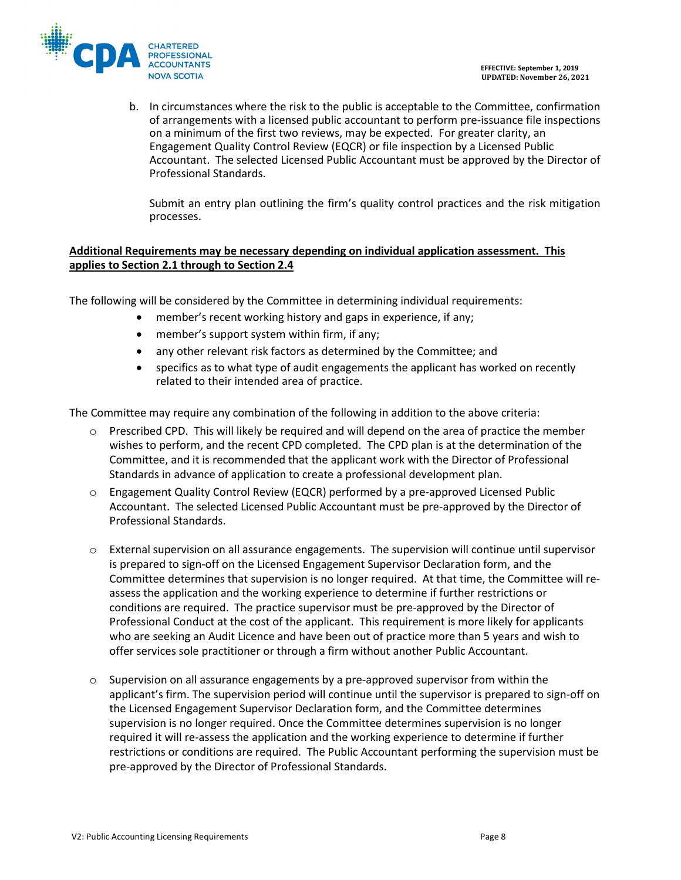b. In circumstances where the risk to the public is acceptable to the Committee, confirmation of arrangements with a licensed public accountant to perform pre-issuance file inspections on a minimum of the first two reviews, may be expected. For greater clarity, an Engagement Quality Control Review (EQCR) or file inspection by a Licensed Public Accountant. The selected Licensed Public Accountant must be approved by the Director of Professional Standards.

   Submit an entry plan outlining the firm's quality control practices and the risk mitigation processes.

**<u>Additional Requirements may be necessary depending on individual application assessment. This applies to Section 2.1 through to Section 2.4</u>**

The following will be considered by the Committee in determining individual requirements:

- member's recent working history and gaps in experience, if any;
- member's support system within firm, if any;
- any other relevant risk factors as determined by the Committee; and
- specifics as to what type of audit engagements the applicant has worked on recently related to their intended area of practice.

The Committee may require any combination of the following in addition to the above criteria:

- Prescribed CPD. This will likely be required and will depend on the area of practice the member wishes to perform, and the recent CPD completed. The CPD plan is at the determination of the Committee, and it is recommended that the applicant work with the Director of Professional Standards in advance of application to create a professional development plan.
- Engagement Quality Control Review (EQCR) performed by a pre-approved Licensed Public Accountant. The selected Licensed Public Accountant must be pre-approved by the Director of Professional Standards.
- External supervision on all assurance engagements. The supervision will continue until supervisor is prepared to sign-off on the Licensed Engagement Supervisor Declaration form, and the Committee determines that supervision is no longer required. At that time, the Committee will re-assess the application and the working experience to determine if further restrictions or conditions are required. The practice supervisor must be pre-approved by the Director of Professional Conduct at the cost of the applicant. This requirement is more likely for applicants who are seeking an Audit Licence and have been out of practice more than 5 years and wish to offer services sole practitioner or through a firm without another Public Accountant.
- Supervision on all assurance engagements by a pre-approved supervisor from within the applicant's firm. The supervision period will continue until the supervisor is prepared to sign-off on the Licensed Engagement Supervisor Declaration form, and the Committee determines supervision is no longer required. Once the Committee determines supervision is no longer required it will re-assess the application and the working experience to determine if further restrictions or conditions are required. The Public Accountant performing the supervision must be pre-approved by the Director of Professional Standards.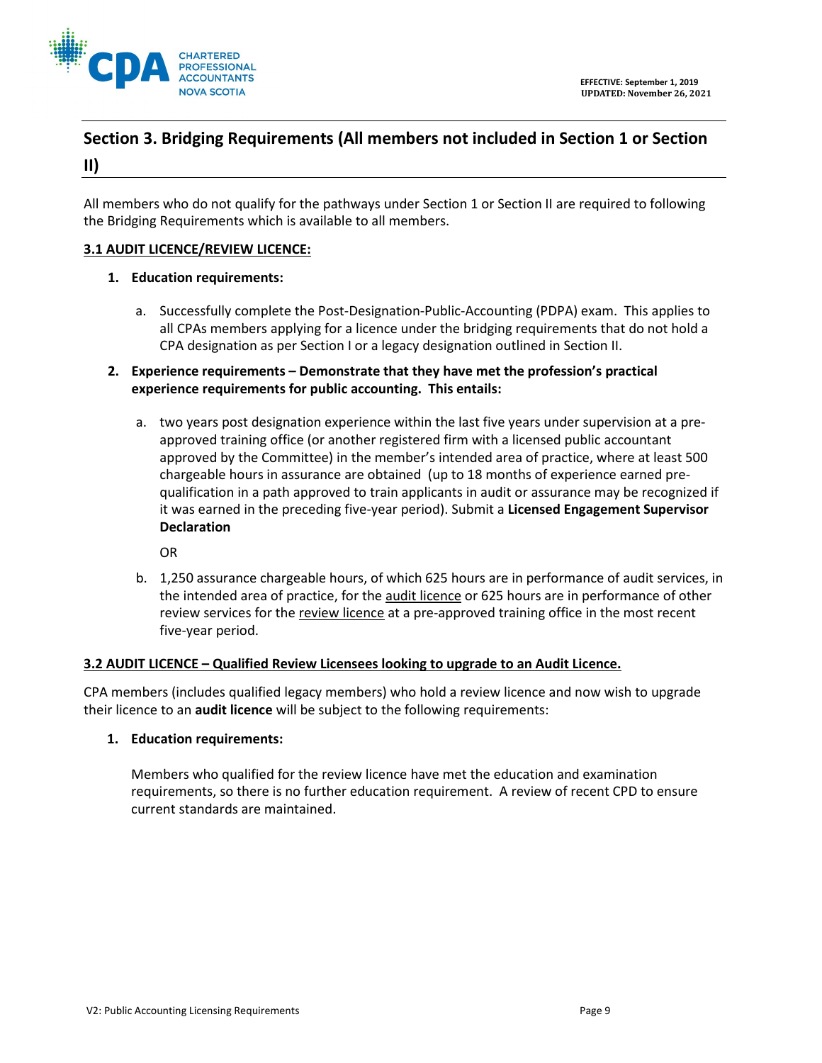## Section 3. Bridging Requirements (All members not included in Section 1 or Section II)

All members who do not qualify for the pathways under Section 1 or Section II are required to following the Bridging Requirements which is available to all members.

**3.1 AUDIT LICENCE/REVIEW LICENCE:**

1. **Education requirements:**

   a. Successfully complete the Post-Designation-Public-Accounting (PDPA) exam. This applies to all CPAs members applying for a licence under the bridging requirements that do not hold a CPA designation as per Section I or a legacy designation outlined in Section II.

2. **Experience requirements – Demonstrate that they have met the profession's practical experience requirements for public accounting. This entails:**

   a. two years post designation experience within the last five years under supervision at a pre-approved training office (or another registered firm with a licensed public accountant approved by the Committee) in the member's intended area of practice, where at least 500 chargeable hours in assurance are obtained (up to 18 months of experience earned pre-qualification in a path approved to train applicants in audit or assurance may be recognized if it was earned in the preceding five-year period). Submit a **Licensed Engagement Supervisor Declaration**

   OR

   b. 1,250 assurance chargeable hours, of which 625 hours are in performance of audit services, in the intended area of practice, for the audit licence or 625 hours are in performance of other review services for the review licence at a pre-approved training office in the most recent five-year period.

**3.2 AUDIT LICENCE – Qualified Review Licensees looking to upgrade to an Audit Licence.**

CPA members (includes qualified legacy members) who hold a review licence and now wish to upgrade their licence to an **audit licence** will be subject to the following requirements:

1. **Education requirements:**

   Members who qualified for the review licence have met the education and examination requirements, so there is no further education requirement. A review of recent CPD to ensure current standards are maintained.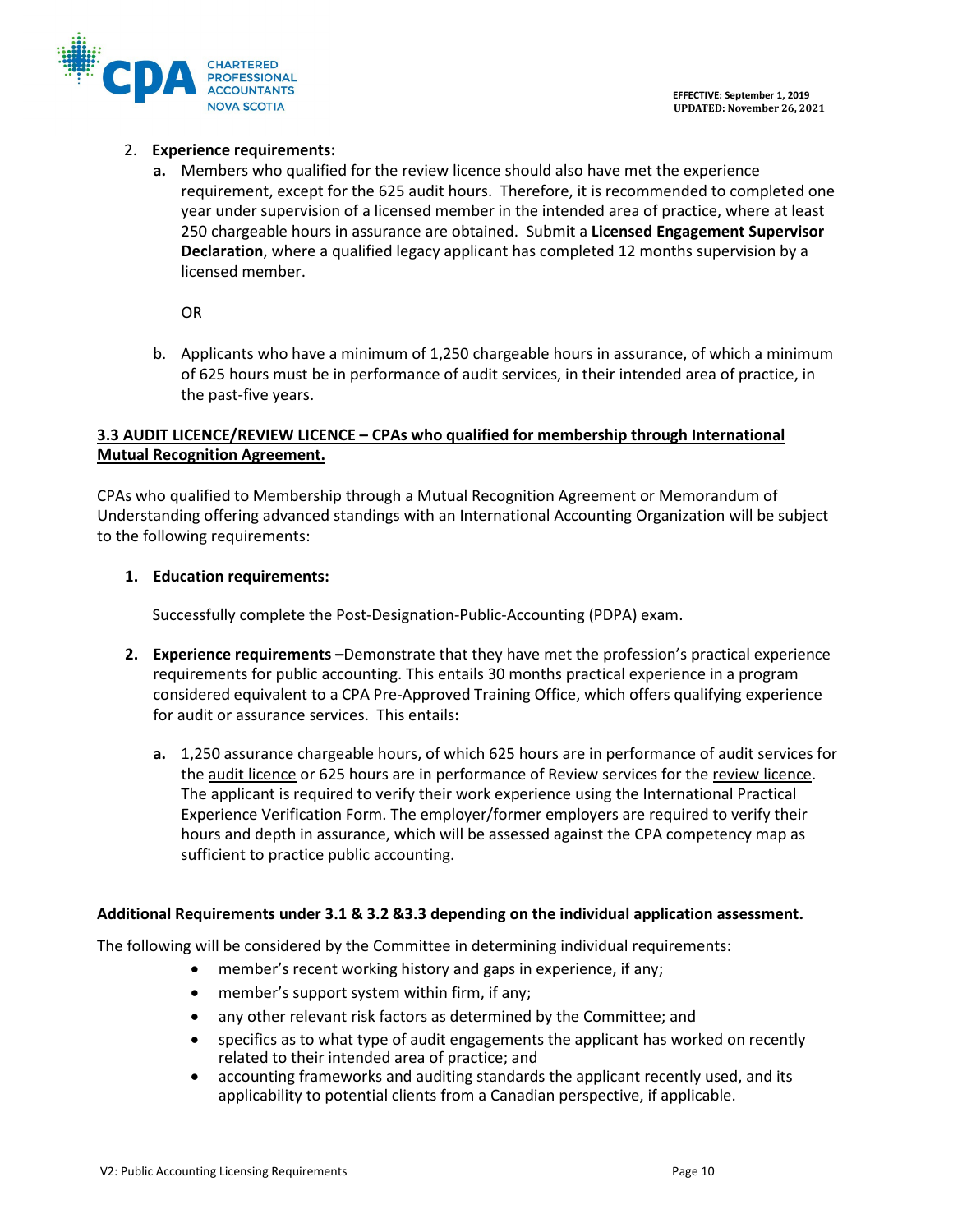2. **Experience requirements:**

   **a.** Members who qualified for the review licence should also have met the experience requirement, except for the 625 audit hours. Therefore, it is recommended to completed one year under supervision of a licensed member in the intended area of practice, where at least 250 chargeable hours in assurance are obtained. Submit a **Licensed Engagement Supervisor Declaration**, where a qualified legacy applicant has completed 12 months supervision by a licensed member.

   OR

   b. Applicants who have a minimum of 1,250 chargeable hours in assurance, of which a minimum of 625 hours must be in performance of audit services, in their intended area of practice, in the past-five years.

**3.3 AUDIT LICENCE/REVIEW LICENCE – CPAs who qualified for membership through International Mutual Recognition Agreement.**

CPAs who qualified to Membership through a Mutual Recognition Agreement or Memorandum of Understanding offering advanced standings with an International Accounting Organization will be subject to the following requirements:

1. **Education requirements:**

   Successfully complete the Post-Designation-Public-Accounting (PDPA) exam.

2. **Experience requirements –** Demonstrate that they have met the profession's practical experience requirements for public accounting. This entails 30 months practical experience in a program considered equivalent to a CPA Pre-Approved Training Office, which offers qualifying experience for audit or assurance services. This entails**:**

   **a.** 1,250 assurance chargeable hours, of which 625 hours are in performance of audit services for the audit licence or 625 hours are in performance of Review services for the review licence. The applicant is required to verify their work experience using the International Practical Experience Verification Form. The employer/former employers are required to verify their hours and depth in assurance, which will be assessed against the CPA competency map as sufficient to practice public accounting.

**Additional Requirements under 3.1 & 3.2 &3.3 depending on the individual application assessment.**

The following will be considered by the Committee in determining individual requirements:

- member's recent working history and gaps in experience, if any;
- member's support system within firm, if any;
- any other relevant risk factors as determined by the Committee; and
- specifics as to what type of audit engagements the applicant has worked on recently related to their intended area of practice; and
- accounting frameworks and auditing standards the applicant recently used, and its applicability to potential clients from a Canadian perspective, if applicable.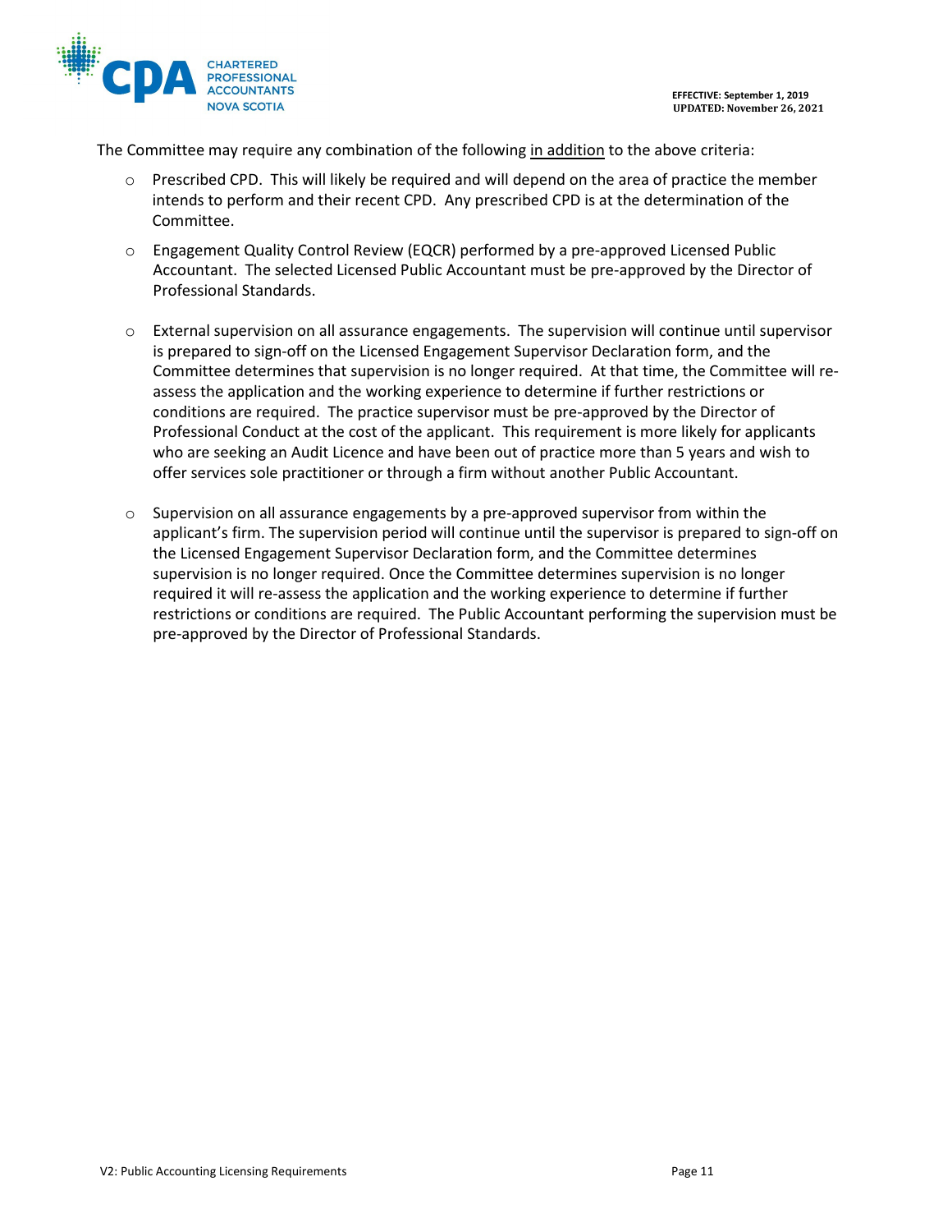The Committee may require any combination of the following <u>in addition</u> to the above criteria:

- Prescribed CPD. This will likely be required and will depend on the area of practice the member intends to perform and their recent CPD. Any prescribed CPD is at the determination of the Committee.
- Engagement Quality Control Review (EQCR) performed by a pre-approved Licensed Public Accountant. The selected Licensed Public Accountant must be pre-approved by the Director of Professional Standards.
- External supervision on all assurance engagements. The supervision will continue until supervisor is prepared to sign-off on the Licensed Engagement Supervisor Declaration form, and the Committee determines that supervision is no longer required. At that time, the Committee will re-assess the application and the working experience to determine if further restrictions or conditions are required. The practice supervisor must be pre-approved by the Director of Professional Conduct at the cost of the applicant. This requirement is more likely for applicants who are seeking an Audit Licence and have been out of practice more than 5 years and wish to offer services sole practitioner or through a firm without another Public Accountant.
- Supervision on all assurance engagements by a pre-approved supervisor from within the applicant's firm. The supervision period will continue until the supervisor is prepared to sign-off on the Licensed Engagement Supervisor Declaration form, and the Committee determines supervision is no longer required. Once the Committee determines supervision is no longer required it will re-assess the application and the working experience to determine if further restrictions or conditions are required. The Public Accountant performing the supervision must be pre-approved by the Director of Professional Standards.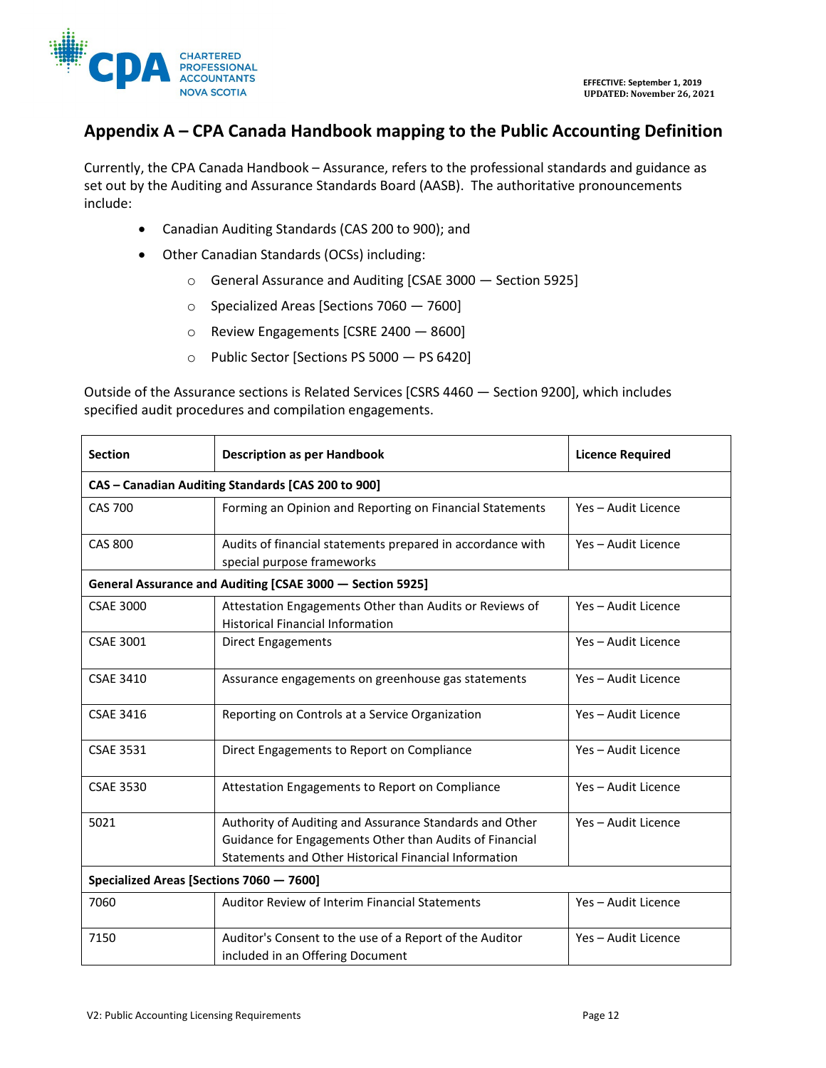## Appendix A – CPA Canada Handbook mapping to the Public Accounting Definition

Currently, the CPA Canada Handbook – Assurance, refers to the professional standards and guidance as set out by the Auditing and Assurance Standards Board (AASB). The authoritative pronouncements include:

- Canadian Auditing Standards (CAS 200 to 900); and
- Other Canadian Standards (OCSs) including:
  - General Assurance and Auditing [CSAE 3000 — Section 5925]
  - Specialized Areas [Sections 7060 — 7600]
  - Review Engagements [CSRE 2400 — 8600]
  - Public Sector [Sections PS 5000 — PS 6420]

Outside of the Assurance sections is Related Services [CSRS 4460 — Section 9200], which includes specified audit procedures and compilation engagements.

| Section | Description as per Handbook | Licence Required |
|---|---|---|
| **CAS – Canadian Auditing Standards [CAS 200 to 900]** | | |
| CAS 700 | Forming an Opinion and Reporting on Financial Statements | Yes – Audit Licence |
| CAS 800 | Audits of financial statements prepared in accordance with special purpose frameworks | Yes – Audit Licence |
| **General Assurance and Auditing [CSAE 3000 — Section 5925]** | | |
| CSAE 3000 | Attestation Engagements Other than Audits or Reviews of Historical Financial Information | Yes – Audit Licence |
| CSAE 3001 | Direct Engagements | Yes – Audit Licence |
| CSAE 3410 | Assurance engagements on greenhouse gas statements | Yes – Audit Licence |
| CSAE 3416 | Reporting on Controls at a Service Organization | Yes – Audit Licence |
| CSAE 3531 | Direct Engagements to Report on Compliance | Yes – Audit Licence |
| CSAE 3530 | Attestation Engagements to Report on Compliance | Yes – Audit Licence |
| 5021 | Authority of Auditing and Assurance Standards and Other Guidance for Engagements Other than Audits of Financial Statements and Other Historical Financial Information | Yes – Audit Licence |
| **Specialized Areas [Sections 7060 — 7600]** | | |
| 7060 | Auditor Review of Interim Financial Statements | Yes – Audit Licence |
| 7150 | Auditor's Consent to the use of a Report of the Auditor included in an Offering Document | Yes – Audit Licence |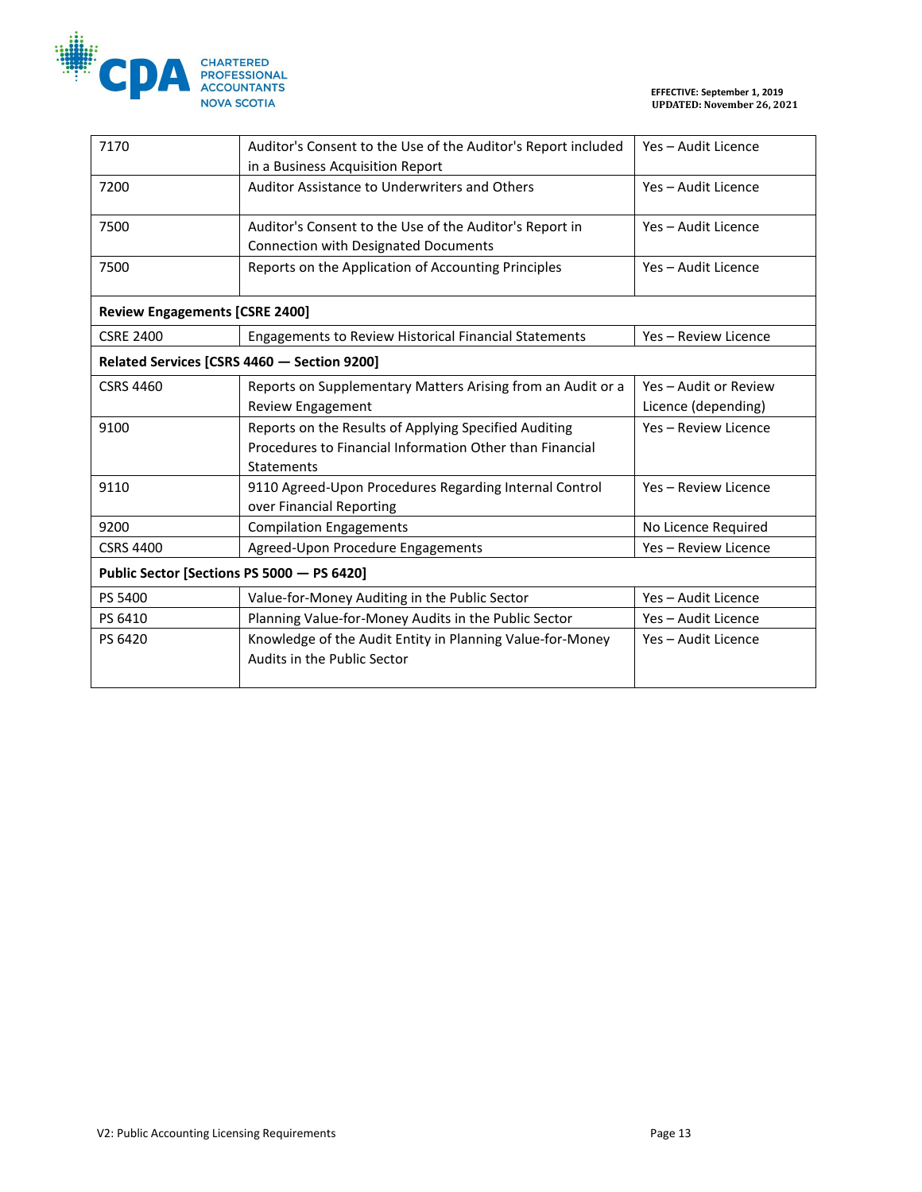| | | |
|---|---|---|
| 7170 | Auditor's Consent to the Use of the Auditor's Report included in a Business Acquisition Report | Yes – Audit Licence |
| 7200 | Auditor Assistance to Underwriters and Others | Yes – Audit Licence |
| 7500 | Auditor's Consent to the Use of the Auditor's Report in Connection with Designated Documents | Yes – Audit Licence |
| 7500 | Reports on the Application of Accounting Principles | Yes – Audit Licence |
| **Review Engagements [CSRE 2400]** | | |
| CSRE 2400 | Engagements to Review Historical Financial Statements | Yes – Review Licence |
| **Related Services [CSRS 4460 — Section 9200]** | | |
| CSRS 4460 | Reports on Supplementary Matters Arising from an Audit or a Review Engagement | Yes – Audit or Review Licence (depending) |
| 9100 | Reports on the Results of Applying Specified Auditing Procedures to Financial Information Other than Financial Statements | Yes – Review Licence |
| 9110 | 9110 Agreed-Upon Procedures Regarding Internal Control over Financial Reporting | Yes – Review Licence |
| 9200 | Compilation Engagements | No Licence Required |
| CSRS 4400 | Agreed-Upon Procedure Engagements | Yes – Review Licence |
| **Public Sector [Sections PS 5000 — PS 6420]** | | |
| PS 5400 | Value-for-Money Auditing in the Public Sector | Yes – Audit Licence |
| PS 6410 | Planning Value-for-Money Audits in the Public Sector | Yes – Audit Licence |
| PS 6420 | Knowledge of the Audit Entity in Planning Value-for-Money Audits in the Public Sector | Yes – Audit Licence |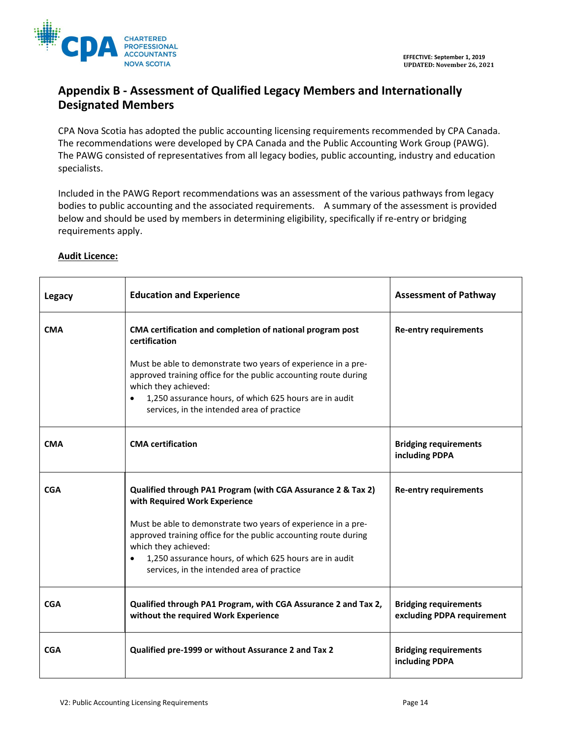## Appendix B - Assessment of Qualified Legacy Members and Internationally Designated Members

CPA Nova Scotia has adopted the public accounting licensing requirements recommended by CPA Canada. The recommendations were developed by CPA Canada and the Public Accounting Work Group (PAWG). The PAWG consisted of representatives from all legacy bodies, public accounting, industry and education specialists.

Included in the PAWG Report recommendations was an assessment of the various pathways from legacy bodies to public accounting and the associated requirements. A summary of the assessment is provided below and should be used by members in determining eligibility, specifically if re-entry or bridging requirements apply.

**Audit Licence:**

| Legacy | Education and Experience | Assessment of Pathway |
|---|---|---|
| **CMA** | **CMA certification and completion of national program post certification**<br><br>Must be able to demonstrate two years of experience in a pre-approved training office for the public accounting route during which they achieved:<br>• 1,250 assurance hours, of which 625 hours are in audit services, in the intended area of practice | **Re-entry requirements** |
| **CMA** | **CMA certification** | **Bridging requirements including PDPA** |
| **CGA** | **Qualified through PA1 Program (with CGA Assurance 2 & Tax 2) with Required Work Experience**<br><br>Must be able to demonstrate two years of experience in a pre-approved training office for the public accounting route during which they achieved:<br>• 1,250 assurance hours, of which 625 hours are in audit services, in the intended area of practice | **Re-entry requirements** |
| **CGA** | **Qualified through PA1 Program, with CGA Assurance 2 and Tax 2, without the required Work Experience** | **Bridging requirements excluding PDPA requirement** |
| **CGA** | **Qualified pre-1999 or without Assurance 2 and Tax 2** | **Bridging requirements including PDPA** |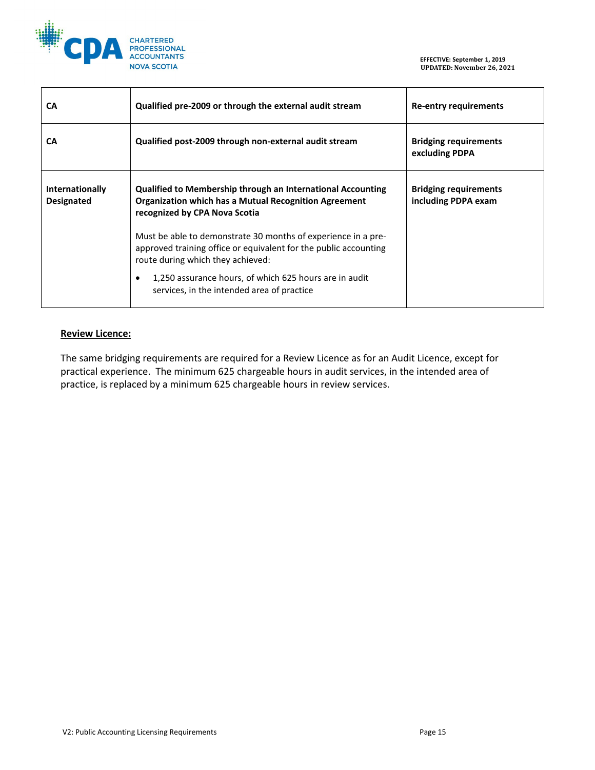| | | |
|---|---|---|
| **CA** | **Qualified pre-2009 or through the external audit stream** | **Re-entry requirements** |
| **CA** | **Qualified post-2009 through non-external audit stream** | **Bridging requirements excluding PDPA** |
| **Internationally Designated** | **Qualified to Membership through an International Accounting Organization which has a Mutual Recognition Agreement recognized by CPA Nova Scotia**<br><br>Must be able to demonstrate 30 months of experience in a pre-approved training office or equivalent for the public accounting route during which they achieved:<br><br>• 1,250 assurance hours, of which 625 hours are in audit services, in the intended area of practice | **Bridging requirements including PDPA exam** |

**Review Licence:**

The same bridging requirements are required for a Review Licence as for an Audit Licence, except for practical experience. The minimum 625 chargeable hours in audit services, in the intended area of practice, is replaced by a minimum 625 chargeable hours in review services.